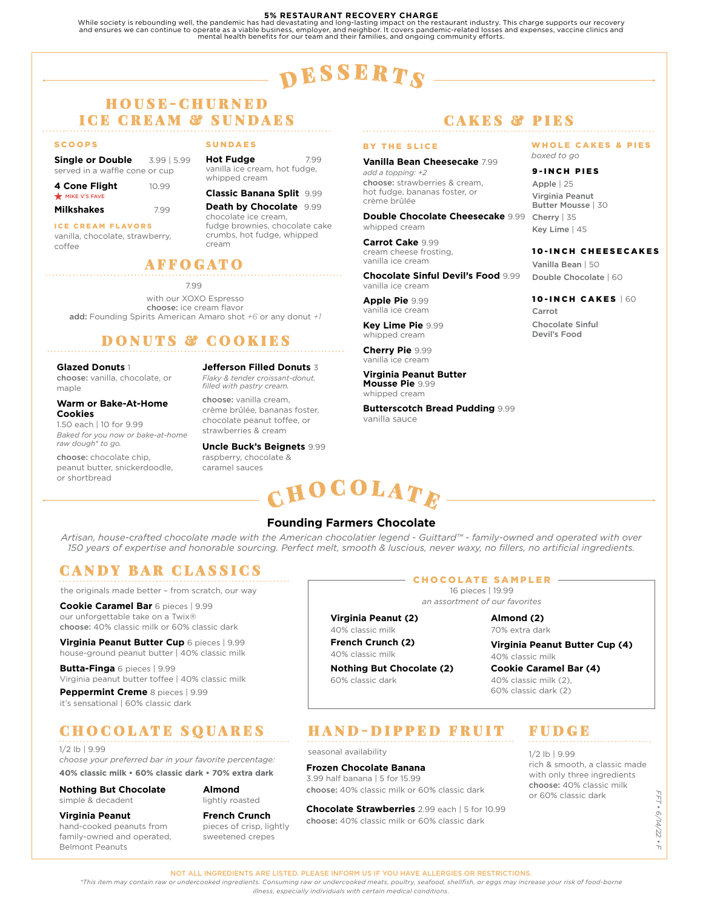**5% RESTAURANT RECOVERY CHARGE**
While society is rebounding well, the pandemic has had devastating and long-lasting impact on the restaurant industry. This charge supports our recovery and ensures we can continue to operate as a viable business, employer, and neighbor. It covers pandemic-related losses and expenses, vaccine clinics and mental health benefits for our team and their families, and ongoing community efforts.

# DESSERTS

## HOUSE-CHURNED ICE CREAM & SUNDAES

### SCOOPS

**Single or Double** 3.99 | 5.99
served in a waffle cone or cup

**4 Cone Flight** 10.99
★ MIKE V'S FAVE

**Milkshakes** 7.99

**ICE CREAM FLAVORS**
vanilla, chocolate, strawberry, coffee

### SUNDAES

**Hot Fudge** 7.99
vanilla ice cream, hot fudge, whipped cream

**Classic Banana Split** 9.99

**Death by Chocolate** 9.99
chocolate ice cream, fudge brownies, chocolate cake crumbs, hot fudge, whipped cream

## AFFOGATO

7.99
with our XOXO Espresso
**choose:** ice cream flavor
**add:** Founding Spirits American Amaro shot *+6* or any donut *+1*

## DONUTS & COOKIES

**Glazed Donuts** 1
**choose:** vanilla, chocolate, or maple

**Warm or Bake-At-Home Cookies**
1.50 each | 10 for 9.99
*Baked for you now or bake-at-home raw dough* to go.*
**choose:** chocolate chip, peanut butter, snickerdoodle, or shortbread

**Jefferson Filled Donuts** 3
*Flaky & tender croissant-donut, filled with pastry cream.*
**choose:** vanilla cream, crème brûlée, bananas foster, chocolate peanut toffee, or strawberries & cream

**Uncle Buck's Beignets** 9.99
raspberry, chocolate & caramel sauces

## CAKES & PIES

### BY THE SLICE

**Vanilla Bean Cheesecake** 7.99
*add a topping: +2*
**choose:** strawberries & cream, hot fudge, bananas foster, or crème brûlée

**Double Chocolate Cheesecake** 9.99
whipped cream

**Carrot Cake** 9.99
cream cheese frosting, vanilla ice cream

**Chocolate Sinful Devil's Food** 9.99
vanilla ice cream

**Apple Pie** 9.99
vanilla ice cream

**Key Lime Pie** 9.99
whipped cream

**Cherry Pie** 9.99
vanilla ice cream

**Virginia Peanut Butter Mousse Pie** 9.99
whipped cream

**Butterscotch Bread Pudding** 9.99
vanilla sauce

### WHOLE CAKES & PIES

*boxed to go*

**9-INCH PIES**
Apple | 25
Virginia Peanut Butter Mousse | 30
Cherry | 35
Key Lime | 45

**10-INCH CHEESECAKES**
Vanilla Bean | 50
Double Chocolate | 60

**10-INCH CAKES** | 60
Carrot
Chocolate Sinful Devil's Food

# CHOCOLATE

## Founding Farmers Chocolate

*Artisan, house-crafted chocolate made with the American chocolatier legend - Guittard™ - family-owned and operated with over 150 years of expertise and honorable sourcing. Perfect melt, smooth & luscious, never waxy, no fillers, no artificial ingredients.*

## CANDY BAR CLASSICS

the originals made better – from scratch, our way

**Cookie Caramel Bar** 6 pieces | 9.99
our unforgettable take on a Twix®
**choose:** 40% classic milk or 60% classic dark

**Virginia Peanut Butter Cup** 6 pieces | 9.99
house-ground peanut butter | 40% classic milk

**Butta-Finga** 6 pieces | 9.99
Virginia peanut butter toffee | 40% classic milk

**Peppermint Creme** 8 pieces | 9.99
it's sensational | 60% classic dark

## CHOCOLATE SAMPLER

16 pieces | 19.99
*an assortment of our favorites*

**Virginia Peanut (2)**
40% classic milk

**French Crunch (2)**
40% classic milk

**Nothing But Chocolate (2)**
60% classic dark

**Almond (2)**
70% extra dark

**Virginia Peanut Butter Cup (4)**
40% classic milk

**Cookie Caramel Bar (4)**
40% classic milk (2), 60% classic dark (2)

## CHOCOLATE SQUARES

1/2 lb | 9.99
*choose your preferred bar in your favorite percentage:*
**40% classic milk • 60% classic dark • 70% extra dark**

**Nothing But Chocolate**
simple & decadent

**Virginia Peanut**
hand-cooked peanuts from family-owned and operated, Belmont Peanuts

**Almond**
lightly roasted

**French Crunch**
pieces of crisp, lightly sweetened crepes

## HAND-DIPPED FRUIT

seasonal availability

**Frozen Chocolate Banana**
3.99 half banana | 5 for 15.99
**choose:** 40% classic milk or 60% classic dark

**Chocolate Strawberries** 2.99 each | 5 for 10.99
**choose:** 40% classic milk or 60% classic dark

## FUDGE

1/2 lb | 9.99
rich & smooth, a classic made with only three ingredients
**choose:** 40% classic milk or 60% classic dark

FFT • 6/14/22 • F

NOT ALL INGREDIENTS ARE LISTED. PLEASE INFORM US IF YOU HAVE ALLERGIES OR RESTRICTIONS.

**This item may contain raw or undercooked ingredients. Consuming raw or undercooked meats, poultry, seafood, shellfish, or eggs may increase your risk of food-borne illness, especially individuals with certain medical conditions.*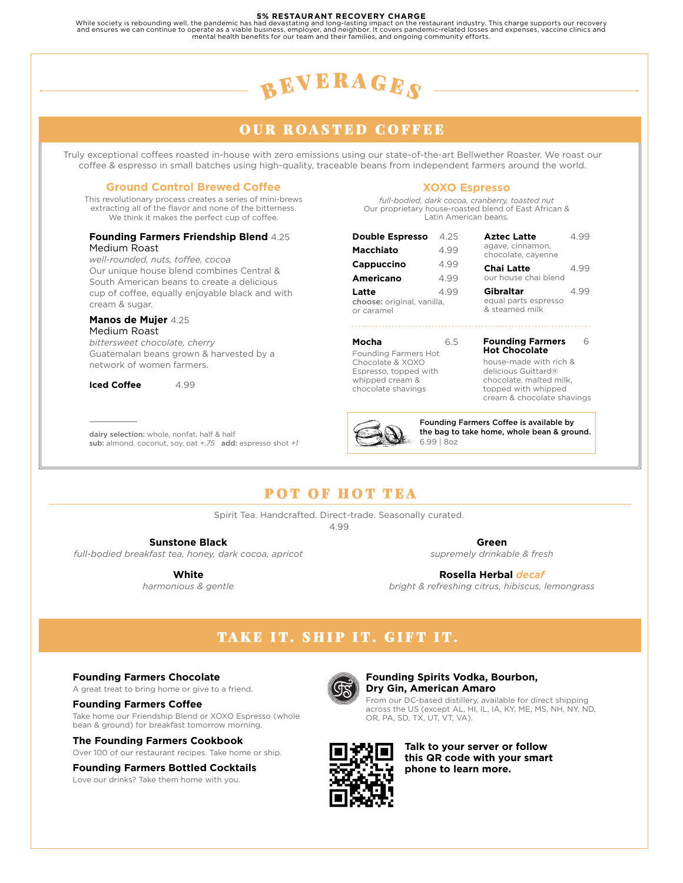**5% RESTAURANT RECOVERY CHARGE**
While society is rebounding well, the pandemic has had devastating and long-lasting impact on the restaurant industry. This charge supports our recovery and ensures we can continue to operate as a viable business, employer, and neighbor. It covers pandemic-related losses and expenses, vaccine clinics and mental health benefits for our team and their families, and ongoing community efforts.

# BEVERAGES

## OUR ROASTED COFFEE

Truly exceptional coffees roasted in-house with zero emissions using our state-of-the-art Bellwether Roaster. We roast our coffee & espresso in small batches using high-quality, traceable beans from independent farmers around the world.

### Ground Control Brewed Coffee

This revolutionary process creates a series of mini-brews extracting all of the flavor and none of the bitterness. We think it makes the perfect cup of coffee.

**Founding Farmers Friendship Blend** 4.25
Medium Roast
*well-rounded, nuts, toffee, cocoa*
Our unique house blend combines Central & South American beans to create a delicious cup of coffee, equally enjoyable black and with cream & sugar.

**Manos de Mujer** 4.25
Medium Roast
*bittersweet chocolate, cherry*
Guatemalan beans grown & harvested by a network of women farmers.

**Iced Coffee** 4.99

**dairy selection:** whole, nonfat, half & half
**sub:** almond, coconut, soy, oat *+.75* **add:** espresso shot *+1*

### XOXO Espresso

*full-bodied, dark cocoa, cranberry, toasted nut*
Our proprietary house-roasted blend of East African & Latin American beans.

**Double Espresso** 4.25

**Macchiato** 4.99

**Cappuccino** 4.99

**Americano** 4.99

**Latte** 4.99
**choose:** original, vanilla, or caramel

**Aztec Latte** 4.99
agave, cinnamon, chocolate, cayenne

**Chai Latte** 4.99
our house chai blend

**Gibraltar** 4.99
equal parts espresso & steamed milk

**Mocha** 6.5
Founding Farmers Hot Chocolate & XOXO Espresso, topped with whipped cream & chocolate shavings

**Founding Farmers Hot Chocolate** 6
house-made with rich & delicious Guittard® chocolate, malted milk, topped with whipped cream & chocolate shavings

Founding Farmers Coffee is available by the bag to take home, whole bean & ground.
6.99 | 8oz

## POT OF HOT TEA

Spirit Tea. Handcrafted. Direct-trade. Seasonally curated.
4.99

**Sunstone Black**
*full-bodied breakfast tea, honey, dark cocoa, apricot*

**Green**
*supremely drinkable & fresh*

**White**
*harmonious & gentle*

**Rosella Herbal** *decaf*
*bright & refreshing citrus, hibiscus, lemongrass*

## TAKE IT. SHIP IT. GIFT IT.

**Founding Farmers Chocolate**
A great treat to bring home or give to a friend.

**Founding Farmers Coffee**
Take home our Friendship Blend or XOXO Espresso (whole bean & ground) for breakfast tomorrow morning.

**The Founding Farmers Cookbook**
Over 100 of our restaurant recipes. Take home or ship.

**Founding Farmers Bottled Cocktails**
Love our drinks? Take them home with you.

**Founding Spirits Vodka, Bourbon, Dry Gin, American Amaro**
From our DC-based distillery, available for direct shipping across the US (except AL, HI, IL, IA, KY, ME, MS, NH, NY, ND, OR, PA, SD, TX, UT, VT, VA).

**Talk to your server or follow this QR code with your smart phone to learn more.**